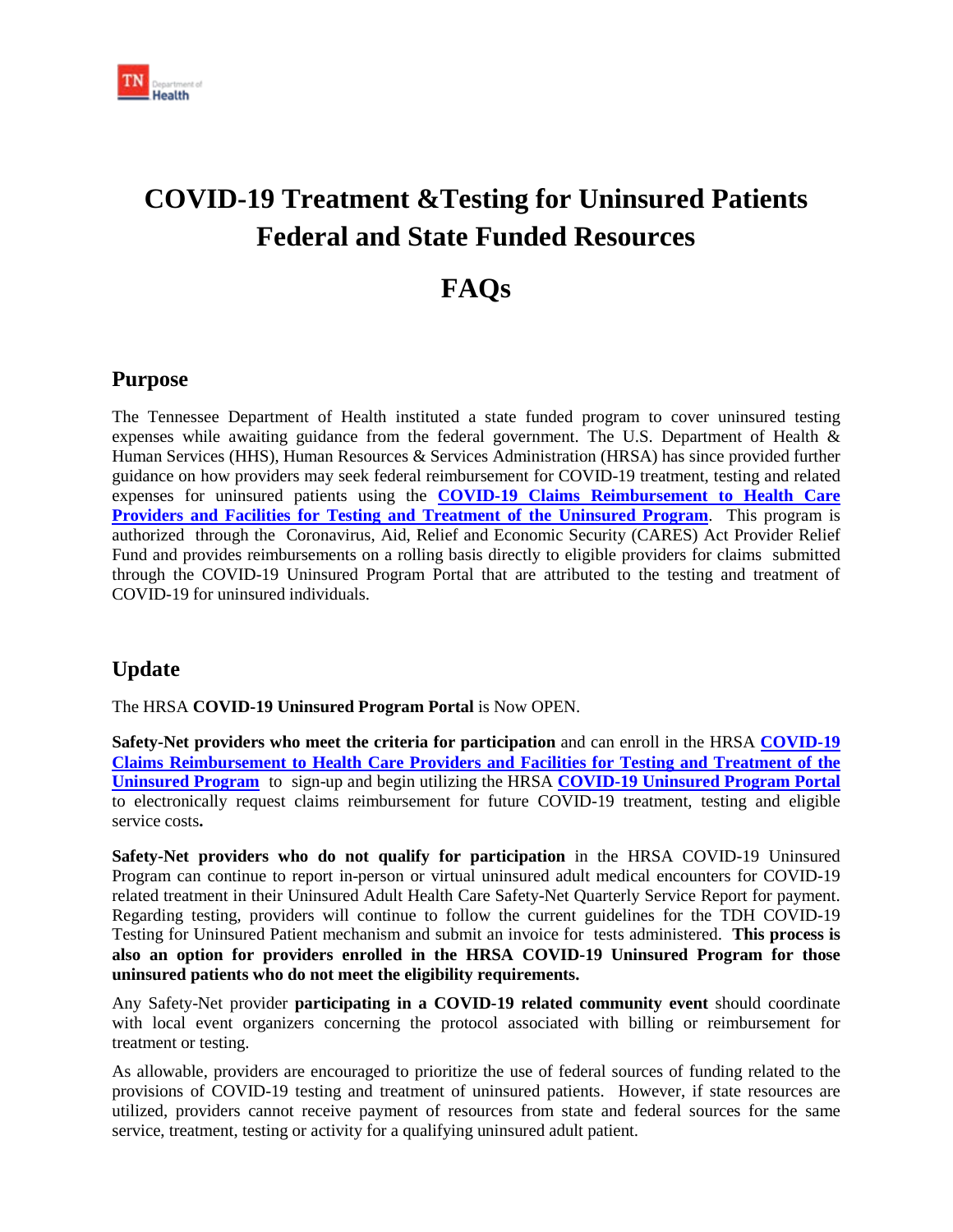# COVID-19 Treatment &Testing for Uninsured Patients Federal and State Funded Resources

# FAQs

## Purpose

The Tennessee Department of Health instituted a state funded program to cover uninsured testing expenses while awaiting guidance from the federal government. The U.S. Department of Health & Human Services (HHS), Human Resources & Services Administration (HRSA) has since provided further guidance on how providers may seek federal reimbursement for COVID-19 treatment, testing and related expenses for uninsured patients using the **COVID-19 Claims Reimbursement to Health Care Providers and Facilities for Testing and Treatment of the Uninsured Program**. This program is authorized through the Coronavirus, Aid, Relief and Economic Security (CARES) Act Provider Relief Fund and provides reimbursements on a rolling basis directly to eligible providers for claims submitted through the COVID-19 Uninsured Program Portal that are attributed to the testing and treatment of COVID-19 for uninsured individuals.

## Update

The HRSA **COVID-19 Uninsured Program Portal** is Now OPEN.

**Safety-Net providers who meet the criteria for participation** and can enroll in the HRSA **COVID-19 Claims Reimbursement to Health Care Providers and Facilities for Testing and Treatment of the Uninsured Program** to sign-up and begin utilizing the HRSA **COVID-19 Uninsured Program Portal** to electronically request claims reimbursement for future COVID-19 treatment, testing and eligible service costs**.**

**Safety-Net providers who do not qualify for participation** in the HRSA COVID-19 Uninsured Program can continue to report in-person or virtual uninsured adult medical encounters for COVID-19 related treatment in their Uninsured Adult Health Care Safety-Net Quarterly Service Report for payment. Regarding testing, providers will continue to follow the current guidelines for the TDH COVID-19 Testing for Uninsured Patient mechanism and submit an invoice for tests administered. **This process is also an option for providers enrolled in the HRSA COVID-19 Uninsured Program for those uninsured patients who do not meet the eligibility requirements.**

Any Safety-Net provider **participating in a COVID-19 related community event** should coordinate with local event organizers concerning the protocol associated with billing or reimbursement for treatment or testing.

As allowable, providers are encouraged to prioritize the use of federal sources of funding related to the provisions of COVID-19 testing and treatment of uninsured patients. However, if state resources are utilized, providers cannot receive payment of resources from state and federal sources for the same service, treatment, testing or activity for a qualifying uninsured adult patient.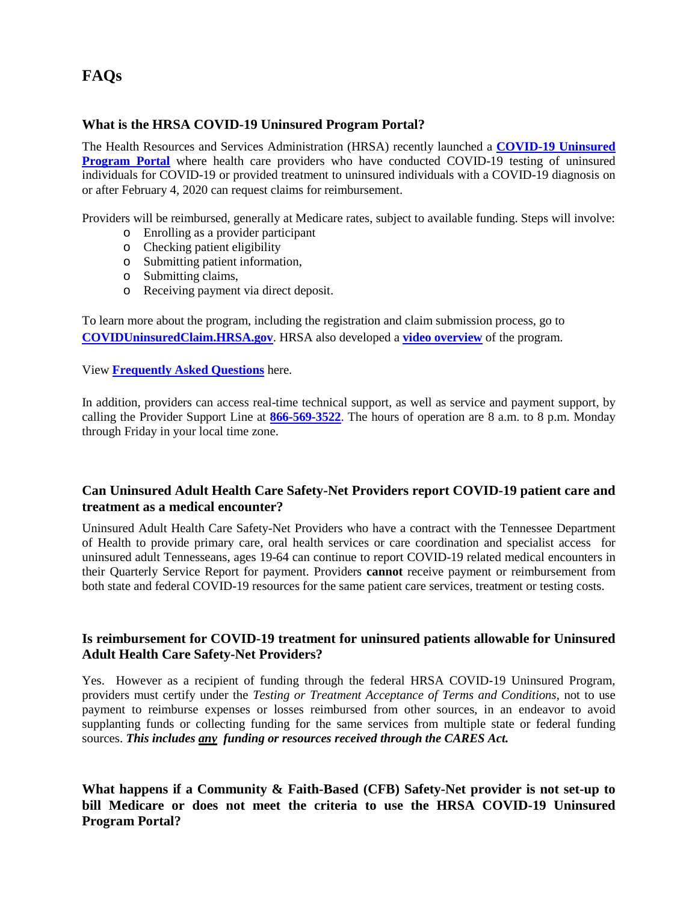# FAQs

### What is the HRSA COVID-19 Uninsured Program Portal?

The Health Resources and Services Administration (HRSA) recently launched a **COVID-19 Uninsured Program Portal** where health care providers who have conducted COVID-19 testing of uninsured individuals for COVID-19 or provided treatment to uninsured individuals with a COVID-19 diagnosis on or after February 4, 2020 can request claims for reimbursement.

Providers will be reimbursed, generally at Medicare rates, subject to available funding. Steps will involve:

- Enrolling as a provider participant
- Checking patient eligibility
- Submitting patient information,
- Submitting claims,
- Receiving payment via direct deposit.

To learn more about the program, including the registration and claim submission process, go to **COVIDUninsuredClaim.HRSA.gov**. HRSA also developed a **video overview** of the program.

View **Frequently Asked Questions** here.

In addition, providers can access real-time technical support, as well as service and payment support, by calling the Provider Support Line at **866-569-3522**. The hours of operation are 8 a.m. to 8 p.m. Monday through Friday in your local time zone.

### Can Uninsured Adult Health Care Safety-Net Providers report COVID-19 patient care and treatment as a medical encounter?

Uninsured Adult Health Care Safety-Net Providers who have a contract with the Tennessee Department of Health to provide primary care, oral health services or care coordination and specialist access for uninsured adult Tennesseans, ages 19-64 can continue to report COVID-19 related medical encounters in their Quarterly Service Report for payment. Providers **cannot** receive payment or reimbursement from both state and federal COVID-19 resources for the same patient care services, treatment or testing costs.

### Is reimbursement for COVID-19 treatment for uninsured patients allowable for Uninsured Adult Health Care Safety-Net Providers?

Yes. However as a recipient of funding through the federal HRSA COVID-19 Uninsured Program, providers must certify under the *Testing or Treatment Acceptance of Terms and Conditions*, not to use payment to reimburse expenses or losses reimbursed from other sources, in an endeavor to avoid supplanting funds or collecting funding for the same services from multiple state or federal funding sources. ***This includes any funding or resources received through the CARES Act.***

### What happens if a Community & Faith-Based (CFB) Safety-Net provider is not set-up to bill Medicare or does not meet the criteria to use the HRSA COVID-19 Uninsured Program Portal?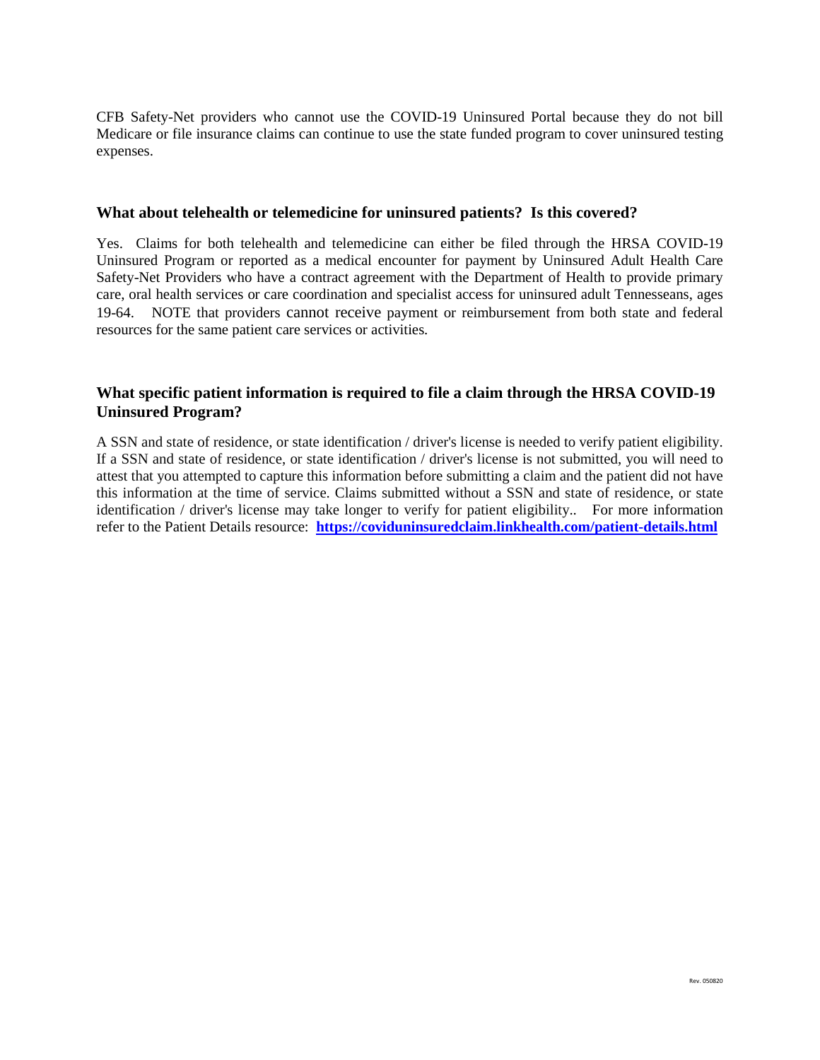CFB Safety-Net providers who cannot use the COVID-19 Uninsured Portal because they do not bill Medicare or file insurance claims can continue to use the state funded program to cover uninsured testing expenses.

### What about telehealth or telemedicine for uninsured patients? Is this covered?

Yes. Claims for both telehealth and telemedicine can either be filed through the HRSA COVID-19 Uninsured Program or reported as a medical encounter for payment by Uninsured Adult Health Care Safety-Net Providers who have a contract agreement with the Department of Health to provide primary care, oral health services or care coordination and specialist access for uninsured adult Tennesseans, ages 19-64. NOTE that providers cannot receive payment or reimbursement from both state and federal resources for the same patient care services or activities.

### What specific patient information is required to file a claim through the HRSA COVID-19 Uninsured Program?

A SSN and state of residence, or state identification / driver's license is needed to verify patient eligibility. If a SSN and state of residence, or state identification / driver's license is not submitted, you will need to attest that you attempted to capture this information before submitting a claim and the patient did not have this information at the time of service. Claims submitted without a SSN and state of residence, or state identification / driver's license may take longer to verify for patient eligibility.. For more information refer to the Patient Details resource: **https://coviduninsuredclaim.linkhealth.com/patient-details.html**

Rev. 050820